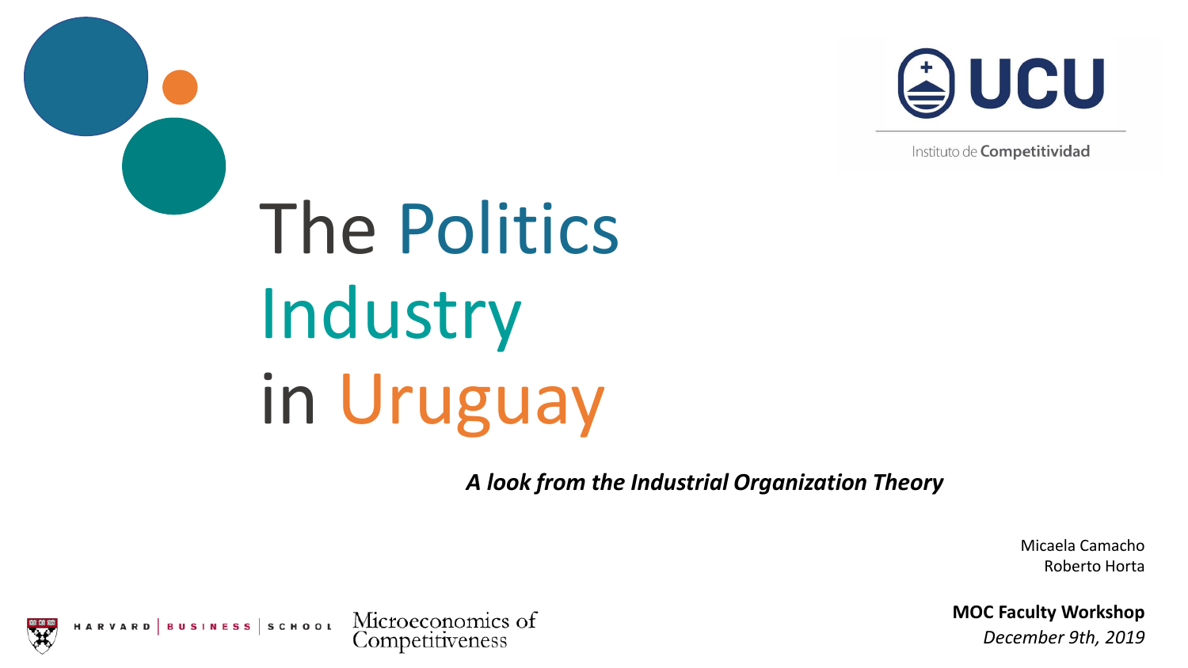UCU

Instituto de Competitividad

# The Politics Industry in Uruguay

***A look from the Industrial Organization Theory***

Micaela Camacho
Roberto Horta

**MOC Faculty Workshop**
*December 9th, 2019*

HARVARD | BUSINESS | SCHOOL Microeconomics of Competitiveness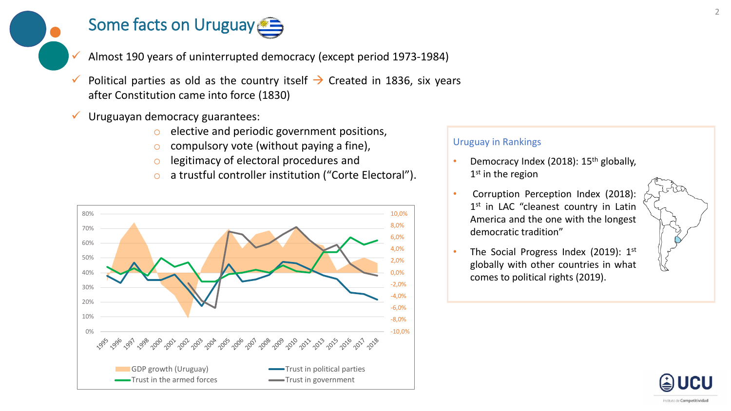# Some facts on Uruguay

- ✓ Almost 190 years of uninterrupted democracy (except period 1973-1984)
- ✓ Political parties as old as the country itself → Created in 1836, six years after Constitution came into force (1830)
- ✓ Uruguayan democracy guarantees:
  - elective and periodic government positions,
  - compulsory vote (without paying a fine),
  - legitimacy of electoral procedures and
  - a trustful controller institution ("Corte Electoral").

80% 70% 60% 50% 40% 30% 20% 10% 0%

10,0% 8,0% 6,0% 4,0% 2,0% 0,0% -2,0% -4,0% -6,0% -8,0% -10,0%

1995 1996 1997 1998 2000 2001 2002 2003 2004 2005 2006 2007 2008 2009 2010 2011 2013 2015 2016 2017 2018

GDP growth (Uruguay) — Trust in political parties — Trust in the armed forces — Trust in government

## Uruguay in Rankings

- Democracy Index (2018): 15th globally, 1st in the region
- Corruption Perception Index (2018): 1st in LAC "cleanest country in Latin America and the one with the longest democratic tradition"
- The Social Progress Index (2019): 1st globally with other countries in what comes to political rights (2019).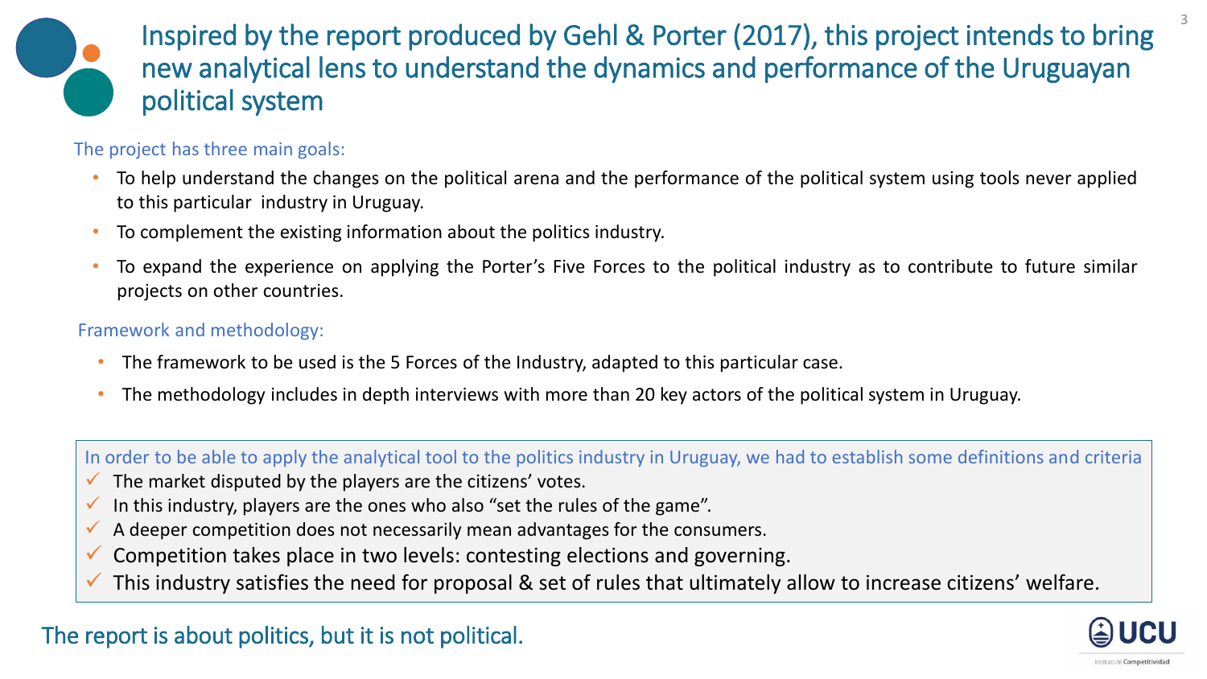# Inspired by the report produced by Gehl & Porter (2017), this project intends to bring new analytical lens to understand the dynamics and performance of the Uruguayan political system

The project has three main goals:

- To help understand the changes on the political arena and the performance of the political system using tools never applied to this particular industry in Uruguay.
- To complement the existing information about the politics industry.
- To expand the experience on applying the Porter's Five Forces to the political industry as to contribute to future similar projects on other countries.

Framework and methodology:

- The framework to be used is the 5 Forces of the Industry, adapted to this particular case.
- The methodology includes in depth interviews with more than 20 key actors of the political system in Uruguay.

In order to be able to apply the analytical tool to the politics industry in Uruguay, we had to establish some definitions and criteria

- ✓ The market disputed by the players are the citizens' votes.
- ✓ In this industry, players are the ones who also "set the rules of the game".
- ✓ A deeper competition does not necessarily mean advantages for the consumers.
- ✓ Competition takes place in two levels: contesting elections and governing.
- ✓ This industry satisfies the need for proposal & set of rules that ultimately allow to increase citizens' welfare.

The report is about politics, but it is not political.

UCU

Instituto de Competitividad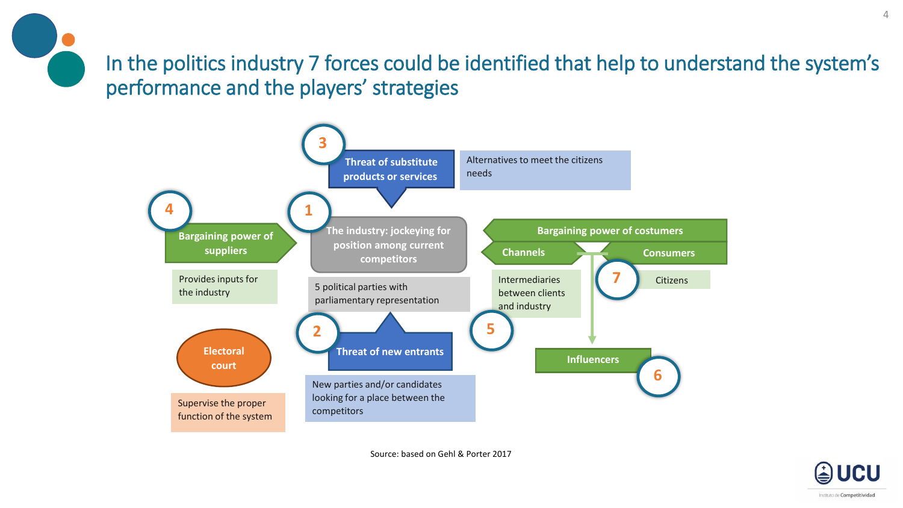# In the politics industry 7 forces could be identified that help to understand the system's performance and the players' strategies

**3** Threat of substitute products or services
Alternatives to meet the citizens needs

**4** Bargaining power of suppliers
Provides inputs for the industry

**1** The industry: jockeying for position among current competitors
5 political parties with parliamentary representation

**2** Threat of new entrants
New parties and/or candidates looking for a place between the competitors

Bargaining power of costumers

**5** Channels
Intermediaries between clients and industry

**7** Consumers
Citizens

**6** Influencers

Electoral court
Supervise the proper function of the system

Source: based on Gehl & Porter 2017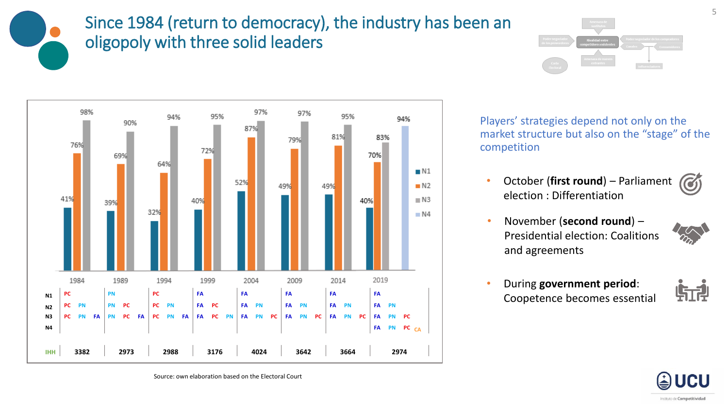# Since 1984 (return to democracy), the industry has been an oligopoly with three solid leaders

| Year | N1 | N2 | N3 | N4 |
|---|---|---|---|---|
| 1984 | 41% | 76% | 98% | |
| 1989 | 39% | 69% | 90% | |
| 1994 | 32% | 64% | 94% | |
| 1999 | 40% | 72% | 95% | |
| 2004 | 52% | 87% | 97% | |
| 2009 | 49% | 79% | 97% | |
| 2014 | 49% | 81% | 95% | |
| 2019 | 40% | 70% | 83% | 94% |

| | 1984 | 1989 | 1994 | 1999 | 2004 | 2009 | 2014 | 2019 |
|---|---|---|---|---|---|---|---|---|
| N1 | PC | PN | PC | FA | FA | FA | FA | FA |
| N2 | PC PN | PN PC | PC PN | FA PC | FA PN | FA PN | FA PN | FA PN |
| N3 | PC PN FA | PN PC FA | PC PN FA | FA PC PN | FA PN PC | FA PN PC | FA PN PC | FA PN PC |
| N4 | | | | | | | | FA PN PC CA |
| IHH | 3382 | 2973 | 2988 | 3176 | 4024 | 3642 | 3664 | 2974 |

Source: own elaboration based on the Electoral Court

Players' strategies depend not only on the market structure but also on the "stage" of the competition

- October (**first round**) – Parliament election : Differentiation
- November (**second round**) – Presidential election: Coalitions and agreements
- During **government period**: Coopetence becomes essential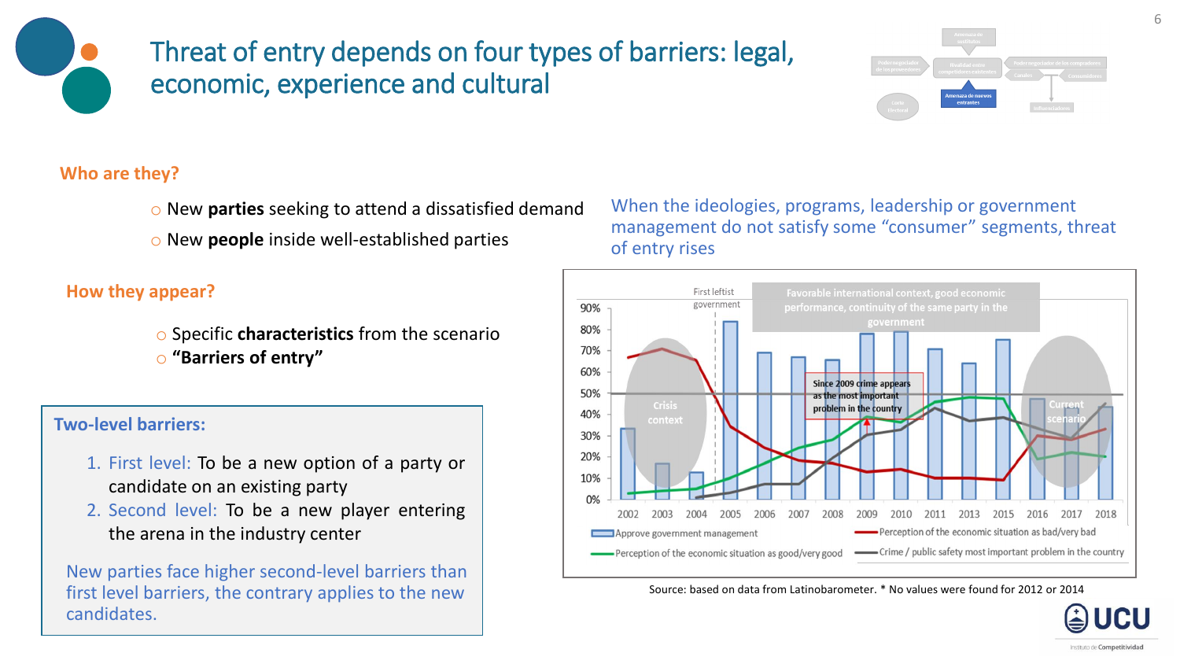# Threat of entry depends on four types of barriers: legal, economic, experience and cultural

### Who are they?

- New **parties** seeking to attend a dissatisfied demand
- New **people** inside well-established parties

### How they appear?

- Specific **characteristics** from the scenario
- **“Barriers of entry”**

**Two-level barriers:**

1. First level: To be a new option of a party or candidate on an existing party
2. Second level: To be a new player entering the arena in the industry center

New parties face higher second-level barriers than first level barriers, the contrary applies to the new candidates.

When the ideologies, programs, leadership or government management do not satisfy some “consumer” segments, threat of entry rises

Chart annotations: First leftist government; Favorable international context, good economic performance, continuity of the same party in the government; Crisis context; Since 2009 crime appears as the most important problem in the country; Current scenario

Legend: Approve government management; Perception of the economic situation as bad/very bad; Perception of the economic situation as good/very good; Crime / public safety most important problem in the country

Source: based on data from Latinobarometer. * No values were found for 2012 or 2014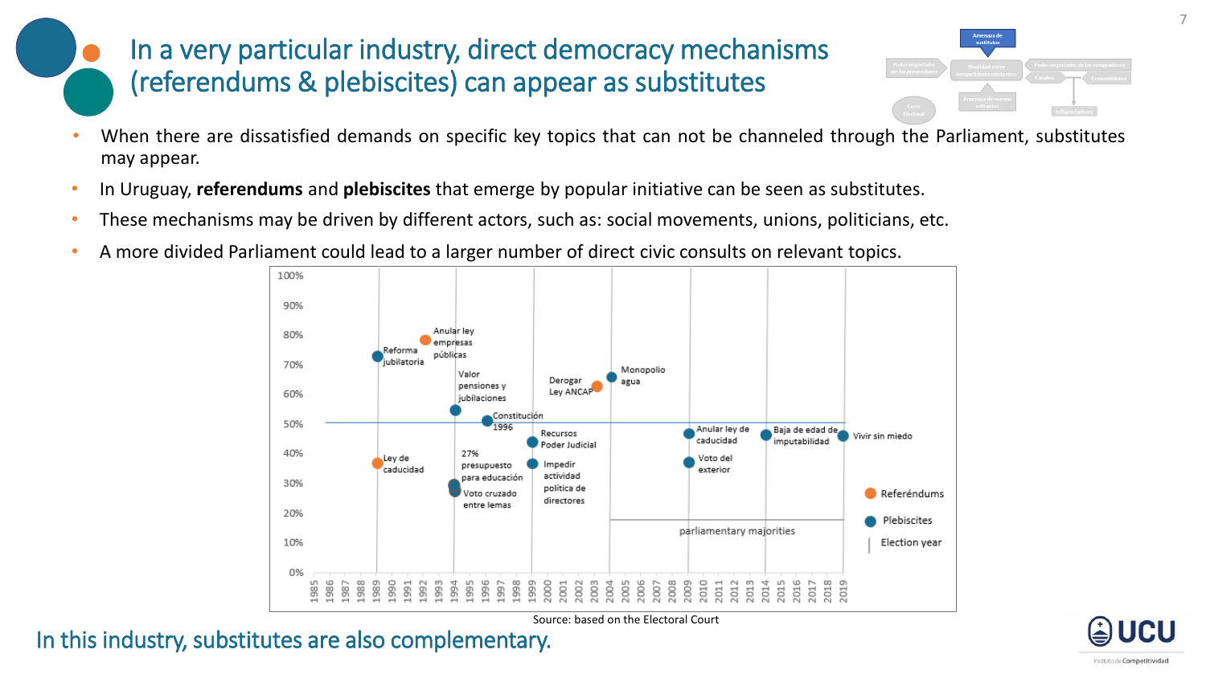# In a very particular industry, direct democracy mechanisms (referendums & plebiscites) can appear as substitutes

- When there are dissatisfied demands on specific key topics that can not be channeled through the Parliament, substitutes may appear.
- In Uruguay, **referendums** and **plebiscites** that emerge by popular initiative can be seen as substitutes.
- These mechanisms may be driven by different actors, such as: social movements, unions, politicians, etc.
- A more divided Parliament could lead to a larger number of direct civic consults on relevant topics.

| Year | Consult | Type | Approx. % |
|---|---|---|---|
| 1989 | Reforma jubilatoria | Plebiscite | 73% |
| 1989 | Ley de caducidad | Referéndum | 37% |
| 1992 | Anular ley empresas públicas | Referéndum | 79% |
| 1994 | Valor pensiones y jubilaciones | Plebiscite | 55% |
| 1994 | 27% presupuesto para educación | Plebiscite | 29% |
| 1994 | Voto cruzado entre lemas | Plebiscite | 28% |
| 1996 | Constitución 1996 | Plebiscite | 51% |
| 1999 | Recursos Poder Judicial | Plebiscite | 44% |
| 1999 | Impedir actividad política de directores | Plebiscite | 37% |
| 2003 | Derogar Ley ANCAP | Referéndum | 63% |
| 2004 | Monopolio agua | Plebiscite | 66% |
| 2009 | Anular ley de caducidad | Plebiscite | 47% |
| 2009 | Voto del exterior | Plebiscite | 37% |
| 2014 | Baja de edad de imputabilidad | Plebiscite | 47% |
| 2019 | Vivir sin miedo | Plebiscite | 46% |

Legend: Referéndums; Plebiscites; Election year. Reference line at 50%; "parliamentary majorities" marked for 2004–2019.

Source: based on the Electoral Court

In this industry, substitutes are also complementary.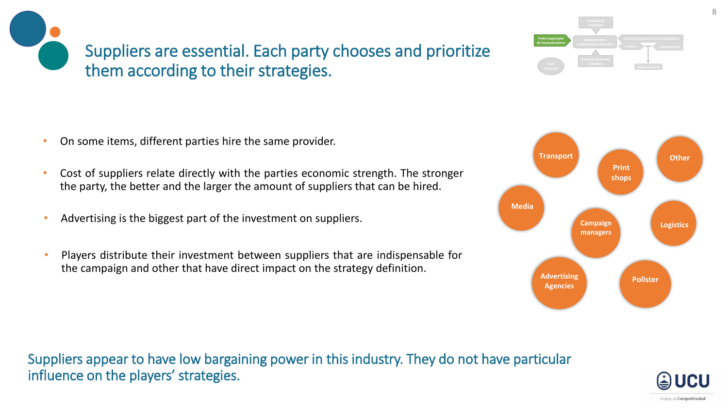# Suppliers are essential. Each party chooses and prioritize them according to their strategies.

- On some items, different parties hire the same provider.
- Cost of suppliers relate directly with the parties economic strength. The stronger the party, the better and the larger the amount of suppliers that can be hired.
- Advertising is the biggest part of the investment on suppliers.
- Players distribute their investment between suppliers that are indispensable for the campaign and other that have direct impact on the strategy definition.

Transport
Print shops
Other
Media
Campaign managers
Logistics
Advertising Agencies
Pollster

Suppliers appear to have low bargaining power in this industry. They do not have particular influence on the players' strategies.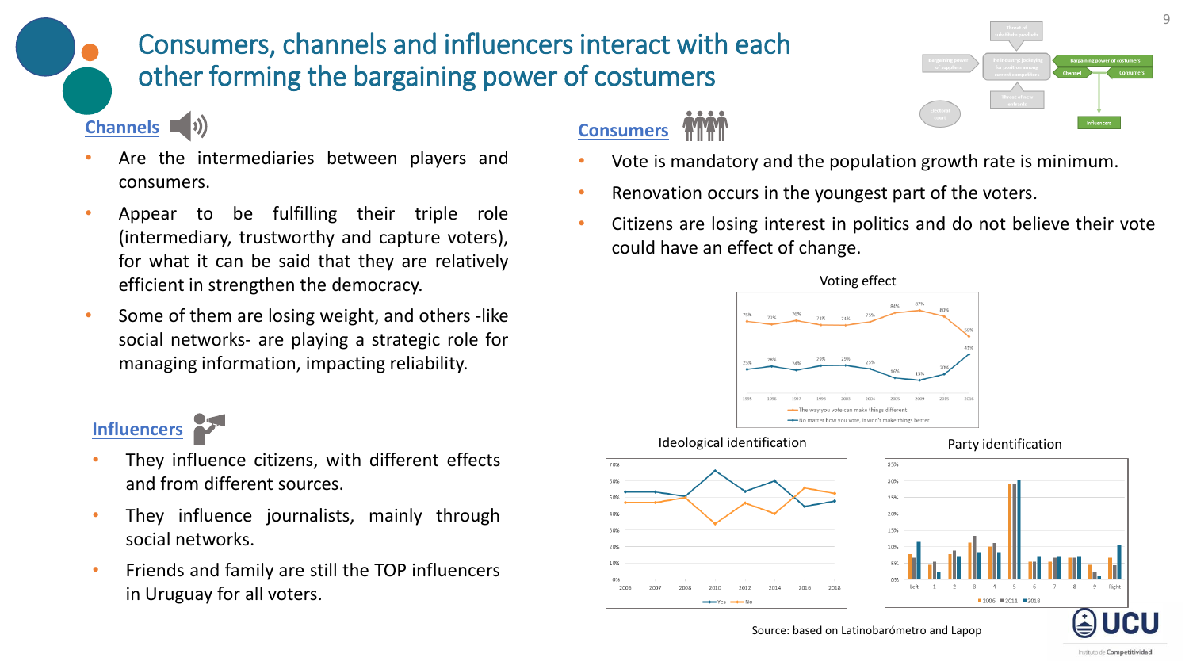# Consumers, channels and influencers interact with each other forming the bargaining power of costumers

## Channels

- Are the intermediaries between players and consumers.
- Appear to be fulfilling their triple role (intermediary, trustworthy and capture voters), for what it can be said that they are relatively efficient in strengthen the democracy.
- Some of them are losing weight, and others -like social networks- are playing a strategic role for managing information, impacting reliability.

## Influencers

- They influence citizens, with different effects and from different sources.
- They influence journalists, mainly through social networks.
- Friends and family are still the TOP influencers in Uruguay for all voters.

## Consumers

- Vote is mandatory and the population growth rate is minimum.
- Renovation occurs in the youngest part of the voters.
- Citizens are losing interest in politics and do not believe their vote could have an effect of change.

Voting effect

Ideological identification

Party identification

Source: based on Latinobarómetro and Lapop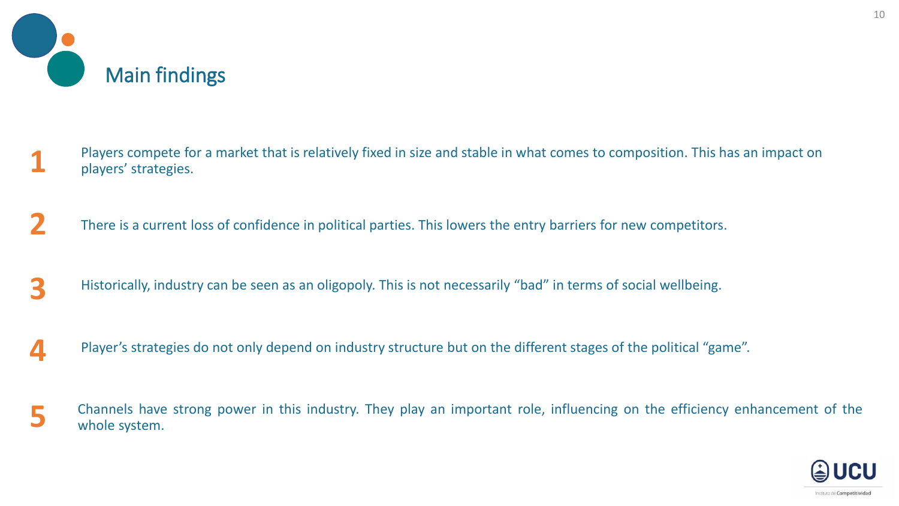# Main findings

1. Players compete for a market that is relatively fixed in size and stable in what comes to composition. This has an impact on players' strategies.

2. There is a current loss of confidence in political parties. This lowers the entry barriers for new competitors.

3. Historically, industry can be seen as an oligopoly. This is not necessarily "bad" in terms of social wellbeing.

4. Player's strategies do not only depend on industry structure but on the different stages of the political "game".

5. Channels have strong power in this industry. They play an important role, influencing on the efficiency enhancement of the whole system.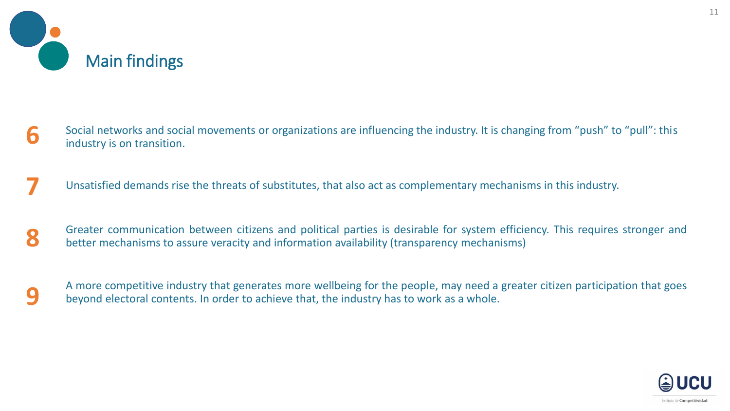# Main findings

6. Social networks and social movements or organizations are influencing the industry. It is changing from "push" to "pull": this industry is on transition.

7. Unsatisfied demands rise the threats of substitutes, that also act as complementary mechanisms in this industry.

8. Greater communication between citizens and political parties is desirable for system efficiency. This requires stronger and better mechanisms to assure veracity and information availability (transparency mechanisms)

9. A more competitive industry that generates more wellbeing for the people, may need a greater citizen participation that goes beyond electoral contents. In order to achieve that, the industry has to work as a whole.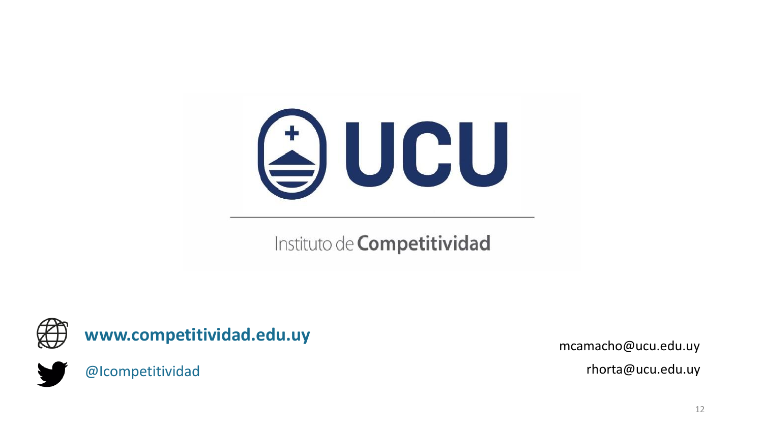UCU

Instituto de **Competitividad**

**www.competitividad.edu.uy**

@Icompetitividad

mcamacho@ucu.edu.uy

rhorta@ucu.edu.uy